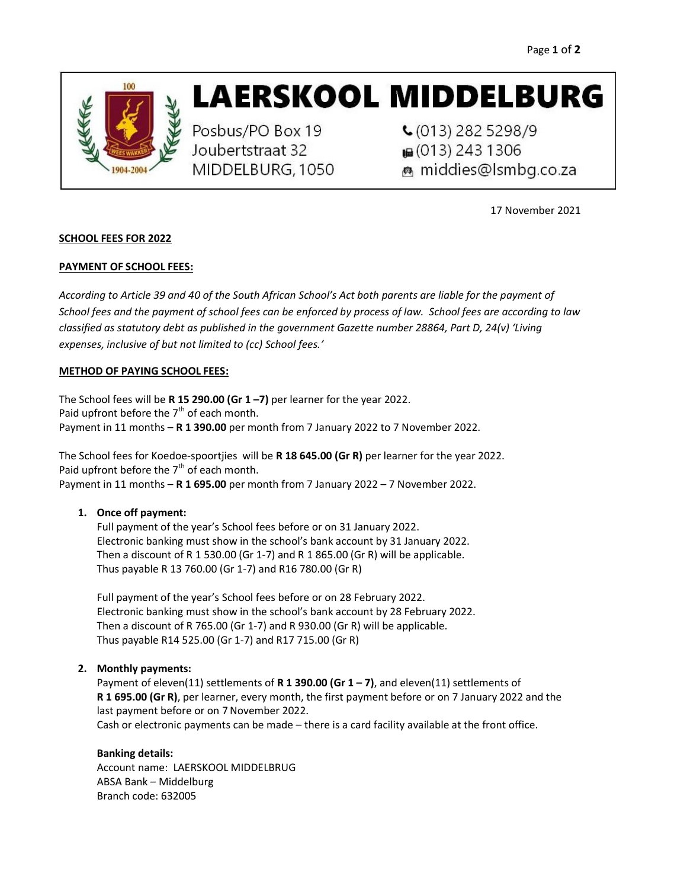# LAERSKOOL MIDDELBURG

Posbus/PO Box 19
Joubertstraat 32
MIDDELBURG, 1050

(013) 282 5298/9
(013) 243 1306
middies@lsmbg.co.za

17 November 2021

**SCHOOL FEES FOR 2022**

**PAYMENT OF SCHOOL FEES:**

*According to Article 39 and 40 of the South African School's Act both parents are liable for the payment of School fees and the payment of school fees can be enforced by process of law. School fees are according to law classified as statutory debt as published in the government Gazette number 28864, Part D, 24(v) 'Living expenses, inclusive of but not limited to (cc) School fees.'*

**METHOD OF PAYING SCHOOL FEES:**

The School fees will be **R 15 290.00 (Gr 1 –7)** per learner for the year 2022.
Paid upfront before the 7th of each month.
Payment in 11 months – **R 1 390.00** per month from 7 January 2022 to 7 November 2022.

The School fees for Koedoe-spoortjies will be **R 18 645.00 (Gr R)** per learner for the year 2022.
Paid upfront before the 7th of each month.
Payment in 11 months – **R 1 695.00** per month from 7 January 2022 – 7 November 2022.

1. **Once off payment:**
   Full payment of the year's School fees before or on 31 January 2022.
   Electronic banking must show in the school's bank account by 31 January 2022.
   Then a discount of R 1 530.00 (Gr 1-7) and R 1 865.00 (Gr R) will be applicable.
   Thus payable R 13 760.00 (Gr 1-7) and R16 780.00 (Gr R)

   Full payment of the year's School fees before or on 28 February 2022.
   Electronic banking must show in the school's bank account by 28 February 2022.
   Then a discount of R 765.00 (Gr 1-7) and R 930.00 (Gr R) will be applicable.
   Thus payable R14 525.00 (Gr 1-7) and R17 715.00 (Gr R)

2. **Monthly payments:**
   Payment of eleven(11) settlements of **R 1 390.00 (Gr 1 – 7)**, and eleven(11) settlements of **R 1 695.00 (Gr R)**, per learner, every month, the first payment before or on 7 January 2022 and the last payment before or on 7 November 2022.
   Cash or electronic payments can be made – there is a card facility available at the front office.

   **Banking details:**
   Account name: LAERSKOOL MIDDELBRUG
   ABSA Bank – Middelburg
   Branch code: 632005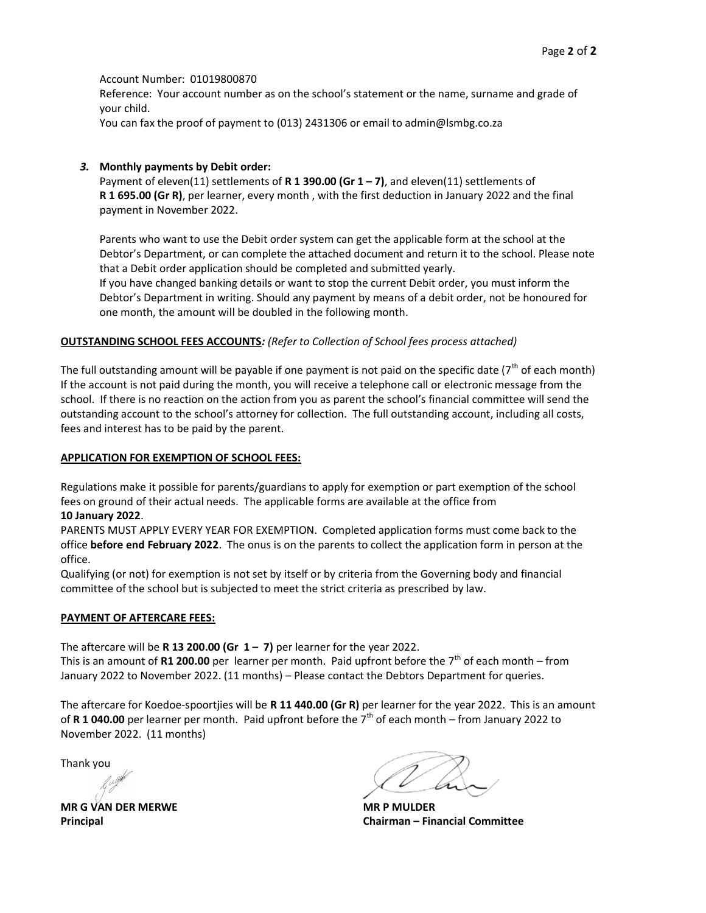Account Number: 01019800870
Reference: Your account number as on the school's statement or the name, surname and grade of your child.
You can fax the proof of payment to (013) 2431306 or email to admin@lsmbg.co.za

***3.*** **Monthly payments by Debit order:**
Payment of eleven(11) settlements of **R 1 390.00 (Gr 1 – 7)**, and eleven(11) settlements of **R 1 695.00 (Gr R)**, per learner, every month , with the first deduction in January 2022 and the final payment in November 2022.

Parents who want to use the Debit order system can get the applicable form at the school at the Debtor's Department, or can complete the attached document and return it to the school. Please note that a Debit order application should be completed and submitted yearly.
If you have changed banking details or want to stop the current Debit order, you must inform the Debtor's Department in writing. Should any payment by means of a debit order, not be honoured for one month, the amount will be doubled in the following month.

**OUTSTANDING SCHOOL FEES ACCOUNTS***: (Refer to Collection of School fees process attached)*

The full outstanding amount will be payable if one payment is not paid on the specific date (7th of each month) If the account is not paid during the month, you will receive a telephone call or electronic message from the school. If there is no reaction on the action from you as parent the school's financial committee will send the outstanding account to the school's attorney for collection. The full outstanding account, including all costs, fees and interest has to be paid by the parent.

**APPLICATION FOR EXEMPTION OF SCHOOL FEES:**

Regulations make it possible for parents/guardians to apply for exemption or part exemption of the school fees on ground of their actual needs. The applicable forms are available at the office from
**10 January 2022**.
PARENTS MUST APPLY EVERY YEAR FOR EXEMPTION. Completed application forms must come back to the office **before end February 2022**. The onus is on the parents to collect the application form in person at the office.
Qualifying (or not) for exemption is not set by itself or by criteria from the Governing body and financial committee of the school but is subjected to meet the strict criteria as prescribed by law.

**PAYMENT OF AFTERCARE FEES:**

The aftercare will be **R 13 200.00 (Gr 1 – 7)** per learner for the year 2022.
This is an amount of **R1 200.00** per learner per month. Paid upfront before the 7th of each month – from January 2022 to November 2022. (11 months) – Please contact the Debtors Department for queries.

The aftercare for Koedoe-spoortjies will be **R 11 440.00 (Gr R)** per learner for the year 2022. This is an amount of **R 1 040.00** per learner per month. Paid upfront before the 7th of each month – from January 2022 to November 2022. (11 months)

Thank you

**MR G VAN DER MERWE**
**Principal**

**MR P MULDER**
**Chairman – Financial Committee**